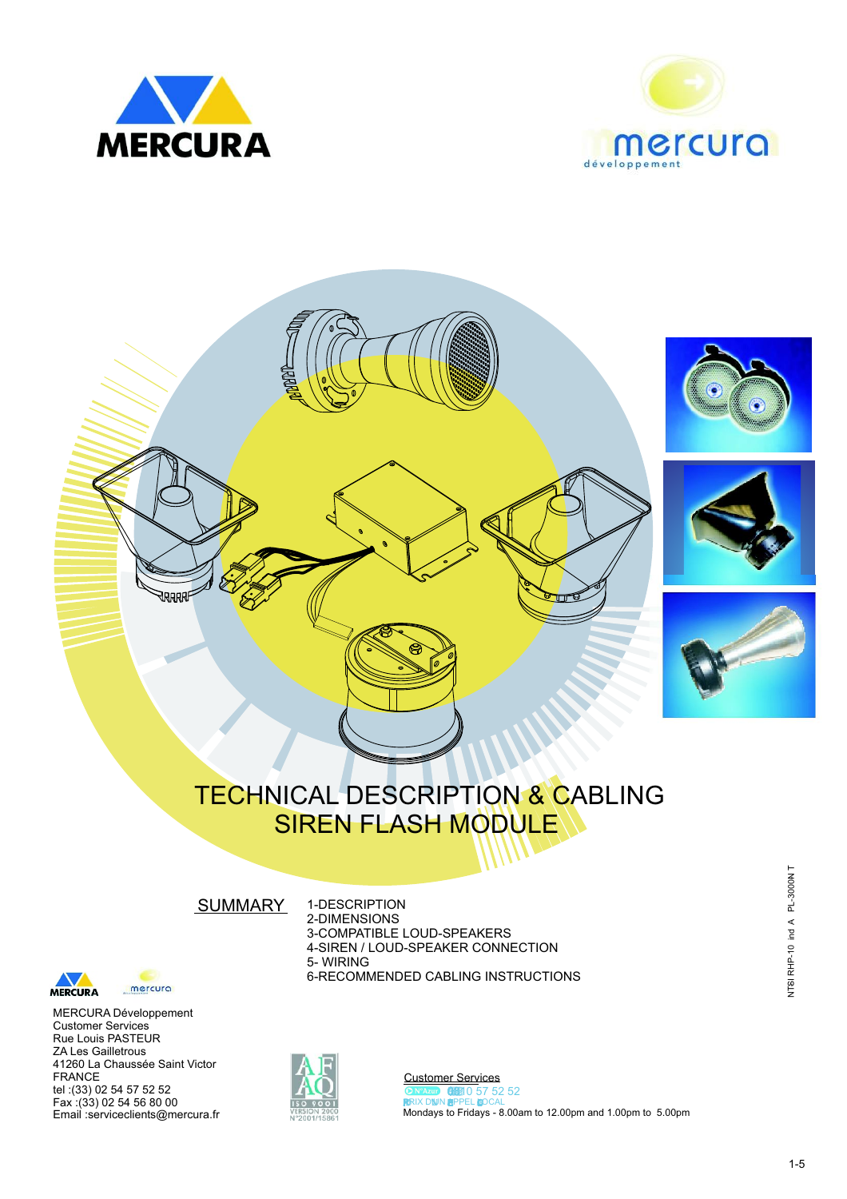# TECHNICAL DESCRIPTION & CABLING
# SIREN FLASH MODULE

## SUMMARY

1-DESCRIPTION
2-DIMENSIONS
3-COMPATIBLE LOUD-SPEAKERS
4-SIREN / LOUD-SPEAKER CONNECTION
5- WIRING
6-RECOMMENDED CABLING INSTRUCTIONS

NT6I RHP-10 ind A PL-3000N T

MERCURA Développement
Customer Services
Rue Louis PASTEUR
ZA Les Gailletrous
41260 La Chaussée Saint Victor
FRANCE
tel :(33) 02 54 57 52 52
Fax :(33) 02 54 56 80 00
Email :serviceclients@mercura.fr

AFAQ ISO 9001 VERSION 2000 N°2001/15861

Customer Services
N°Azur 0810 57 52 52
PRIX D'UN APPEL LOCAL
Mondays to Fridays - 8.00am to 12.00pm and 1.00pm to 5.00pm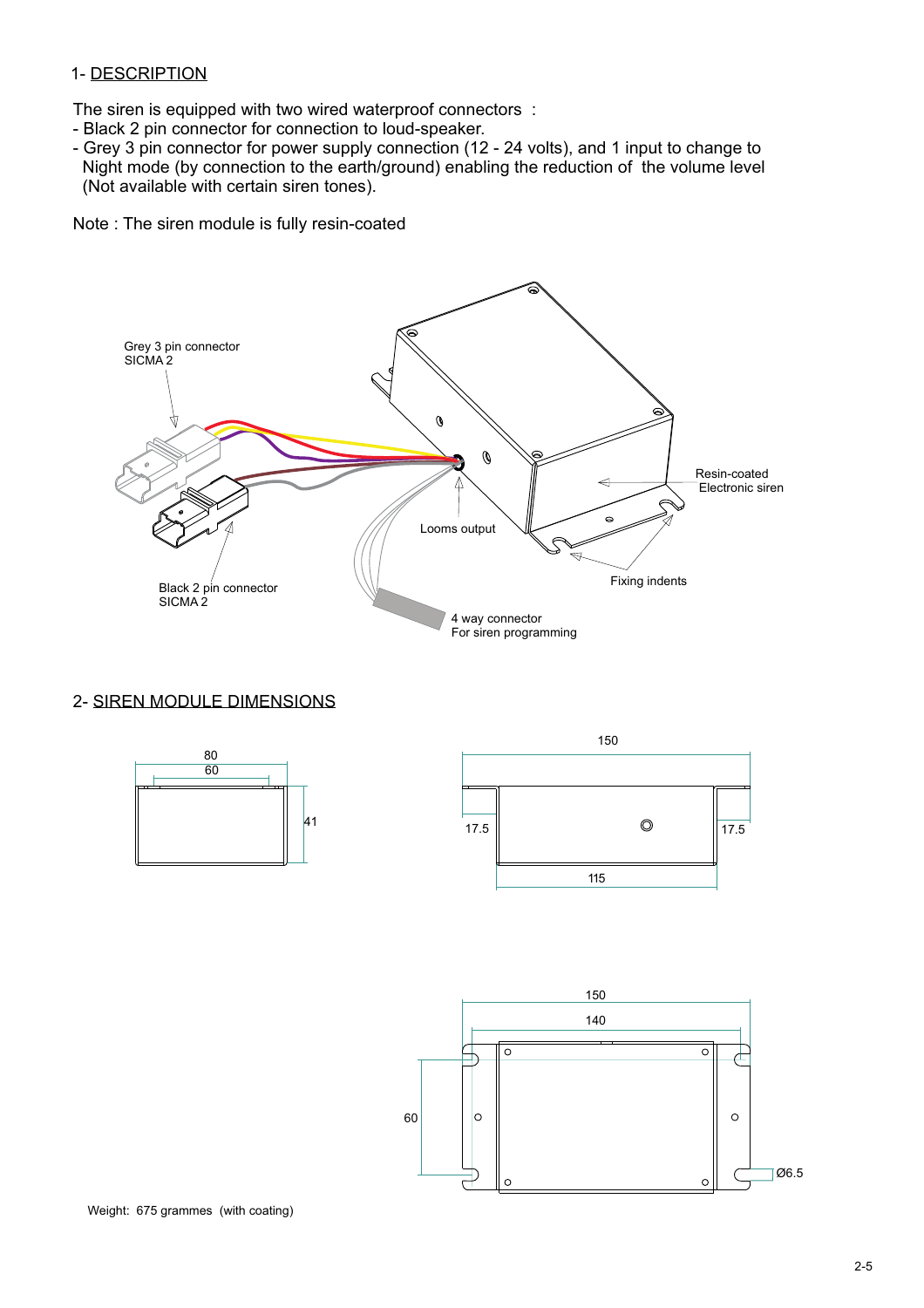## 1- DESCRIPTION

The siren is equipped with two wired waterproof connectors :

- Black 2 pin connector for connection to loud-speaker.
- Grey 3 pin connector for power supply connection (12 - 24 volts), and 1 input to change to Night mode (by connection to the earth/ground) enabling the reduction of the volume level (Not available with certain siren tones).

Note : The siren module is fully resin-coated

Grey 3 pin connector SICMA 2

Resin-coated Electronic siren

Looms output

Fixing indents

Black 2 pin connector SICMA 2

4 way connector For siren programming

## 2- SIREN MODULE DIMENSIONS

80

60

41

150

17.5

17.5

115

150

140

60

Ø6.5

Weight: 675 grammes (with coating)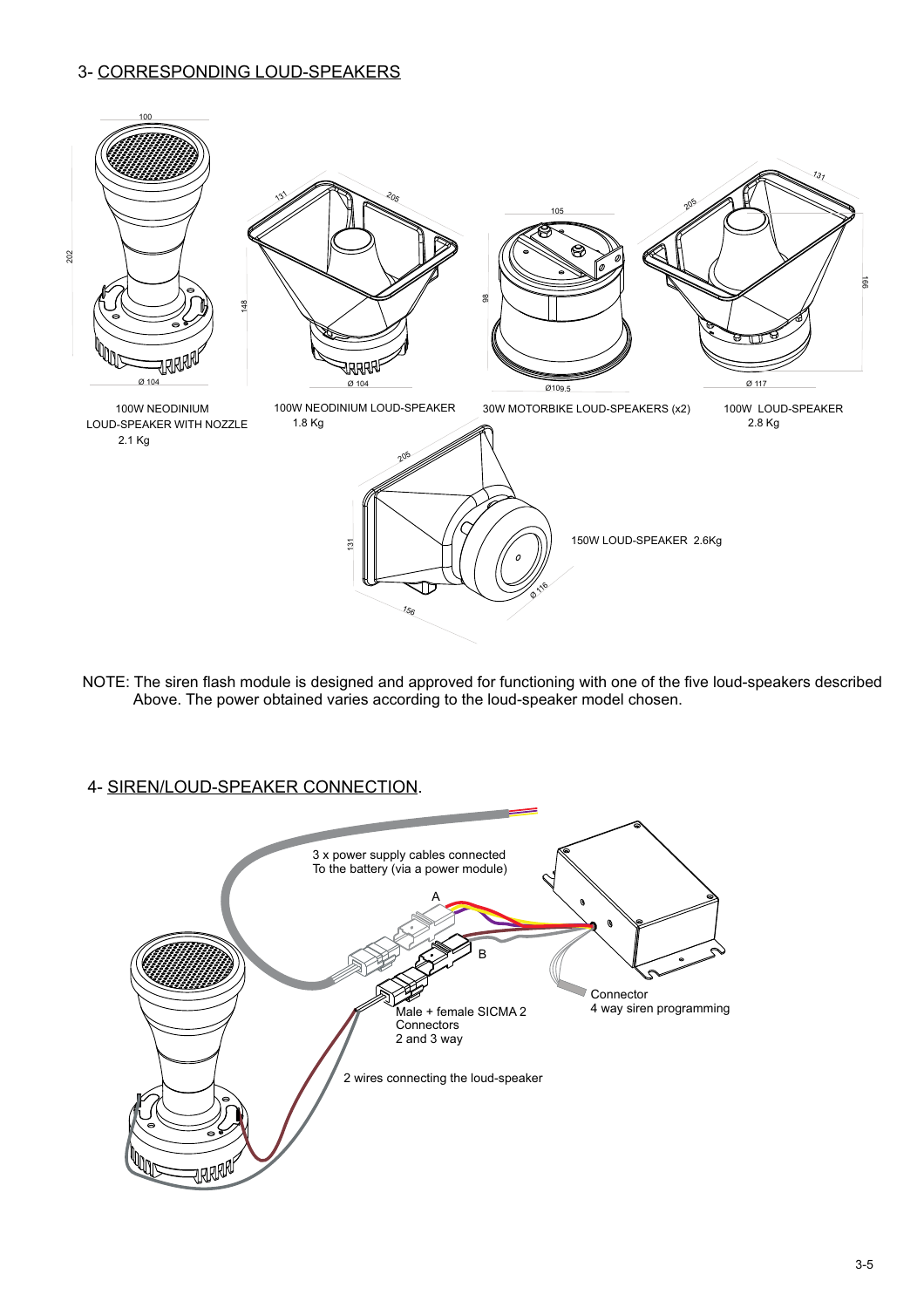## 3- CORRESPONDING LOUD-SPEAKERS

100W NEODINIUM LOUD-SPEAKER WITH NOZZLE 2.1 Kg

100W NEODINIUM LOUD-SPEAKER 1.8 Kg

30W MOTORBIKE LOUD-SPEAKERS (x2)

100W LOUD-SPEAKER 2.8 Kg

150W LOUD-SPEAKER 2.6Kg

NOTE: The siren flash module is designed and approved for functioning with one of the five loud-speakers described Above. The power obtained varies according to the loud-speaker model chosen.

## 4- SIREN/LOUD-SPEAKER CONNECTION.

3 x power supply cables connected To the battery (via a power module)

A

B

Connector 4 way siren programming

Male + female SICMA 2 Connectors 2 and 3 way

2 wires connecting the loud-speaker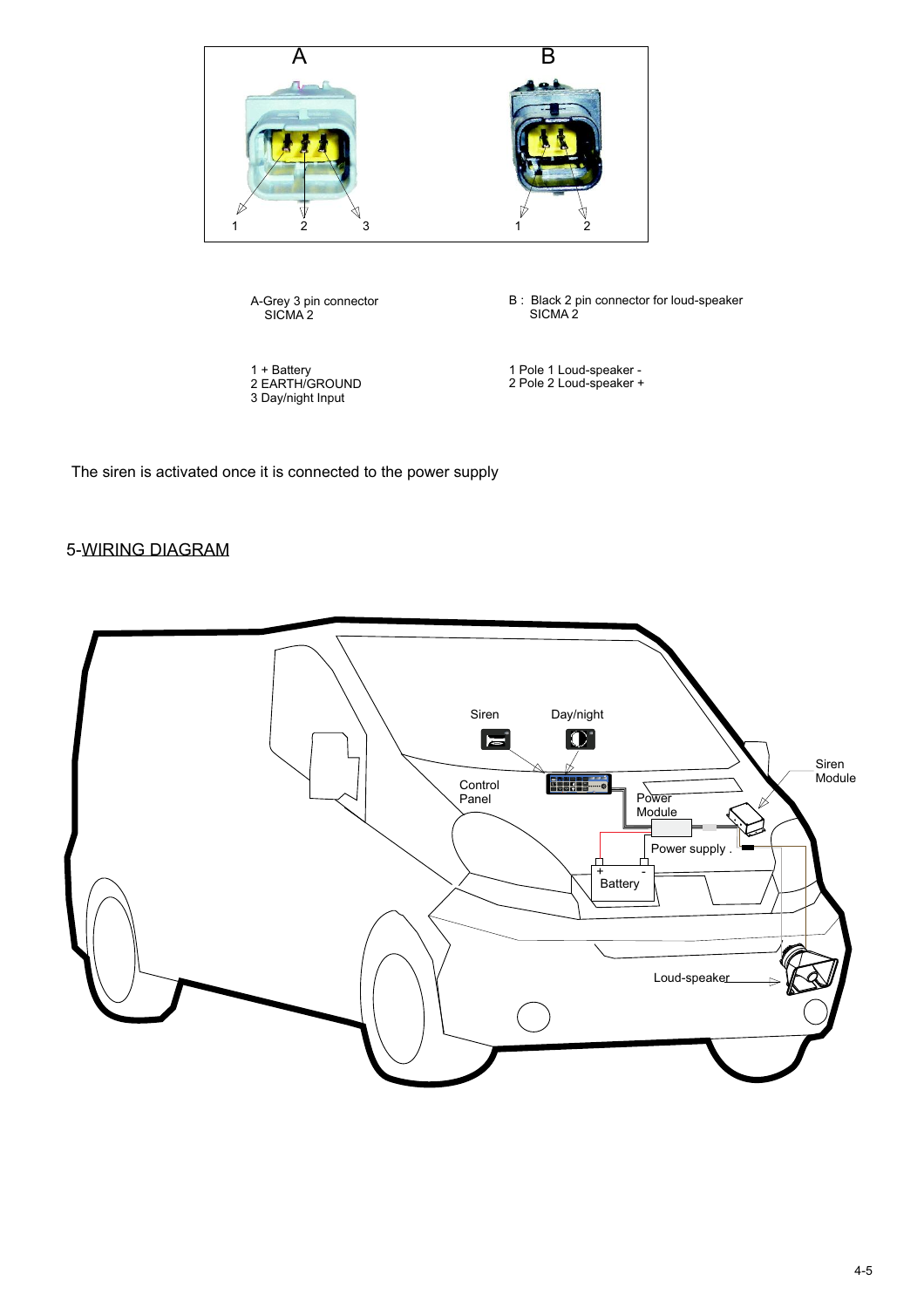A-Grey 3 pin connector
SICMA 2

1 + Battery
2 EARTH/GROUND
3 Day/night Input

B : Black 2 pin connector for loud-speaker
SICMA 2

1 Pole 1 Loud-speaker -
2 Pole 2 Loud-speaker +

The siren is activated once it is connected to the power supply

## 5-WIRING DIAGRAM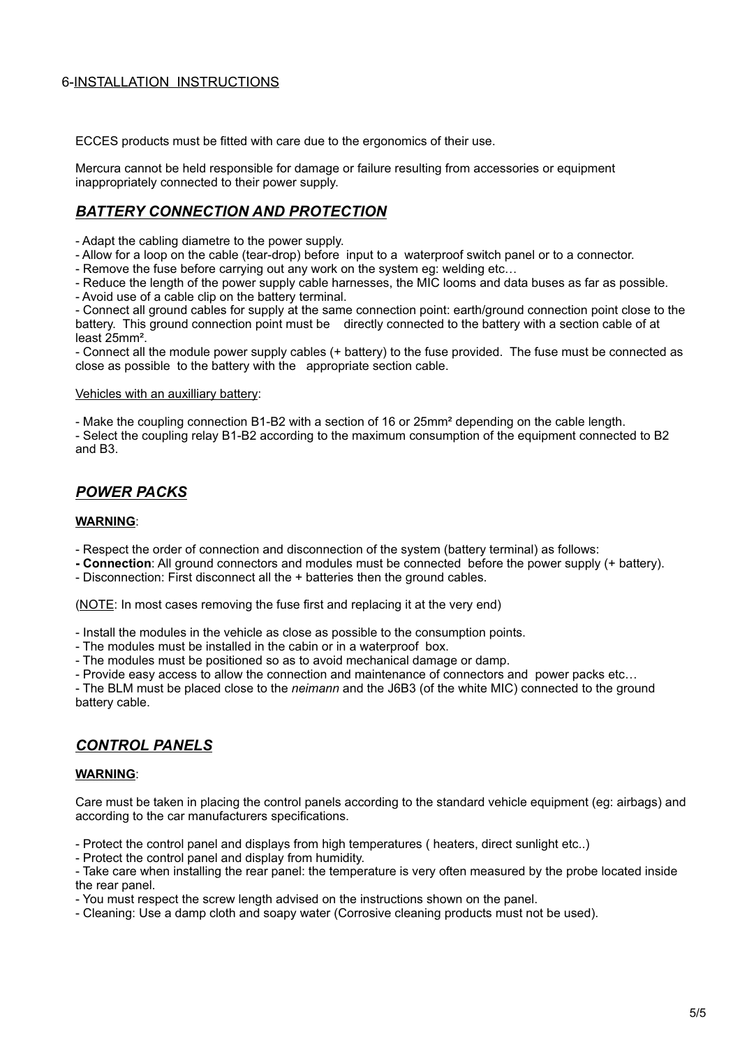## 6-INSTALLATION INSTRUCTIONS

ECCES products must be fitted with care due to the ergonomics of their use.

Mercura cannot be held responsible for damage or failure resulting from accessories or equipment inappropriately connected to their power supply.

### ***BATTERY CONNECTION AND PROTECTION***

- Adapt the cabling diametre to the power supply.
- Allow for a loop on the cable (tear-drop) before input to a waterproof switch panel or to a connector.
- Remove the fuse before carrying out any work on the system eg: welding etc…
- Reduce the length of the power supply cable harnesses, the MIC looms and data buses as far as possible.
- Avoid use of a cable clip on the battery terminal.
- Connect all ground cables for supply at the same connection point: earth/ground connection point close to the battery. This ground connection point must be directly connected to the battery with a section cable of at least 25mm².
- Connect all the module power supply cables (+ battery) to the fuse provided. The fuse must be connected as close as possible to the battery with the appropriate section cable.

Vehicles with an auxilliary battery:

- Make the coupling connection B1-B2 with a section of 16 or 25mm² depending on the cable length.
- Select the coupling relay B1-B2 according to the maximum consumption of the equipment connected to B2 and B3.

### ***POWER PACKS***

**WARNING**:

- Respect the order of connection and disconnection of the system (battery terminal) as follows:
- **Connection**: All ground connectors and modules must be connected before the power supply (+ battery).
- Disconnection: First disconnect all the + batteries then the ground cables.

(NOTE: In most cases removing the fuse first and replacing it at the very end)

- Install the modules in the vehicle as close as possible to the consumption points.
- The modules must be installed in the cabin or in a waterproof box.
- The modules must be positioned so as to avoid mechanical damage or damp.
- Provide easy access to allow the connection and maintenance of connectors and power packs etc…
- The BLM must be placed close to the *neimann* and the J6B3 (of the white MIC) connected to the ground battery cable.

### ***CONTROL PANELS***

**WARNING**:

Care must be taken in placing the control panels according to the standard vehicle equipment (eg: airbags) and according to the car manufacturers specifications.

- Protect the control panel and displays from high temperatures ( heaters, direct sunlight etc..)
- Protect the control panel and display from humidity.
- Take care when installing the rear panel: the temperature is very often measured by the probe located inside the rear panel.
- You must respect the screw length advised on the instructions shown on the panel.
- Cleaning: Use a damp cloth and soapy water (Corrosive cleaning products must not be used).